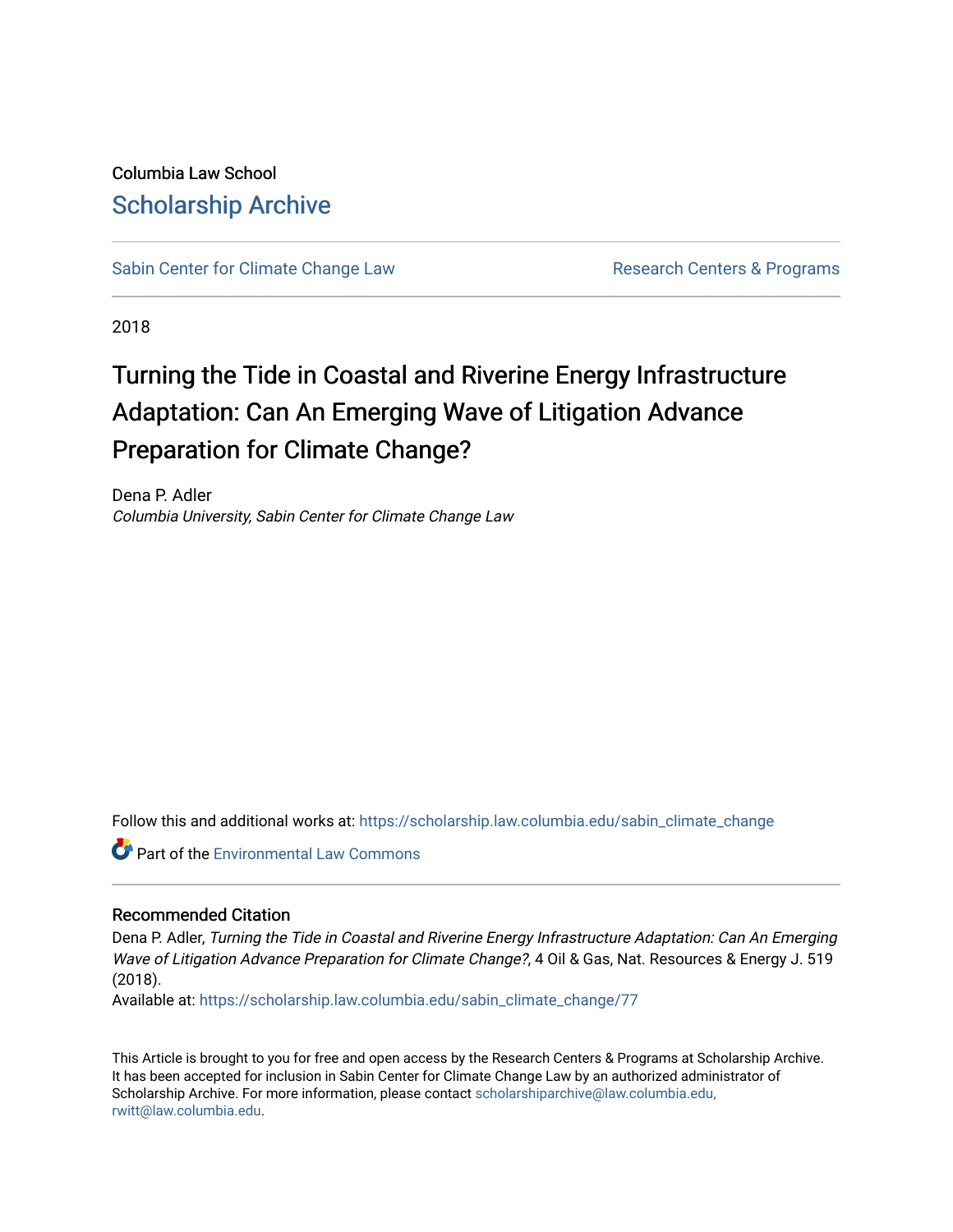Columbia Law School

# Scholarship Archive

Sabin Center for Climate Change Law | Research Centers & Programs

2018

# Turning the Tide in Coastal and Riverine Energy Infrastructure Adaptation: Can An Emerging Wave of Litigation Advance Preparation for Climate Change?

Dena P. Adler
*Columbia University, Sabin Center for Climate Change Law*

Follow this and additional works at: https://scholarship.law.columbia.edu/sabin_climate_change

Part of the Environmental Law Commons

## Recommended Citation

Dena P. Adler, *Turning the Tide in Coastal and Riverine Energy Infrastructure Adaptation: Can An Emerging Wave of Litigation Advance Preparation for Climate Change?*, 4 Oil & Gas, Nat. Resources & Energy J. 519 (2018).
Available at: https://scholarship.law.columbia.edu/sabin_climate_change/77

This Article is brought to you for free and open access by the Research Centers & Programs at Scholarship Archive. It has been accepted for inclusion in Sabin Center for Climate Change Law by an authorized administrator of Scholarship Archive. For more information, please contact scholarshiparchive@law.columbia.edu, rwitt@law.columbia.edu.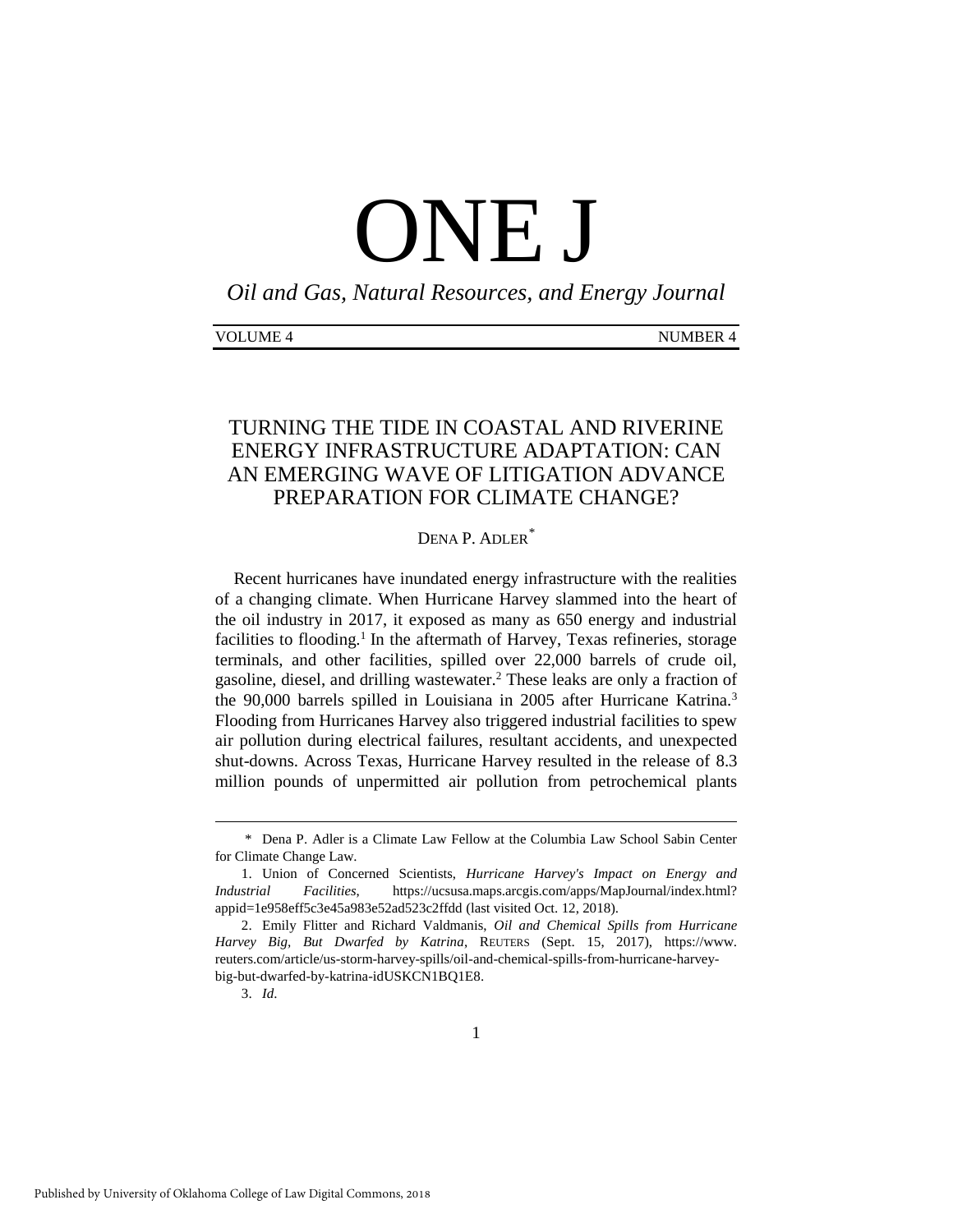# ONE J

*Oil and Gas, Natural Resources, and Energy Journal*

VOLUME 4 NUMBER 4

## TURNING THE TIDE IN COASTAL AND RIVERINE ENERGY INFRASTRUCTURE ADAPTATION: CAN AN EMERGING WAVE OF LITIGATION ADVANCE PREPARATION FOR CLIMATE CHANGE?

DENA P. ADLER*

Recent hurricanes have inundated energy infrastructure with the realities of a changing climate. When Hurricane Harvey slammed into the heart of the oil industry in 2017, it exposed as many as 650 energy and industrial facilities to flooding.[1] In the aftermath of Harvey, Texas refineries, storage terminals, and other facilities, spilled over 22,000 barrels of crude oil, gasoline, diesel, and drilling wastewater.[2] These leaks are only a fraction of the 90,000 barrels spilled in Louisiana in 2005 after Hurricane Katrina.[3] Flooding from Hurricanes Harvey also triggered industrial facilities to spew air pollution during electrical failures, resultant accidents, and unexpected shut-downs. Across Texas, Hurricane Harvey resulted in the release of 8.3 million pounds of unpermitted air pollution from petrochemical plants

---

\* Dena P. Adler is a Climate Law Fellow at the Columbia Law School Sabin Center for Climate Change Law.

1. Union of Concerned Scientists, *Hurricane Harvey's Impact on Energy and Industrial Facilities*, https://ucsusa.maps.arcgis.com/apps/MapJournal/index.html?appid=1e958eff5c3e45a983e52ad523c2ffdd (last visited Oct. 12, 2018).

2. Emily Flitter and Richard Valdmanis, *Oil and Chemical Spills from Hurricane Harvey Big, But Dwarfed by Katrina*, REUTERS (Sept. 15, 2017), https://www.reuters.com/article/us-storm-harvey-spills/oil-and-chemical-spills-from-hurricane-harvey-big-but-dwarfed-by-katrina-idUSKCN1BQ1E8.

3. *Id.*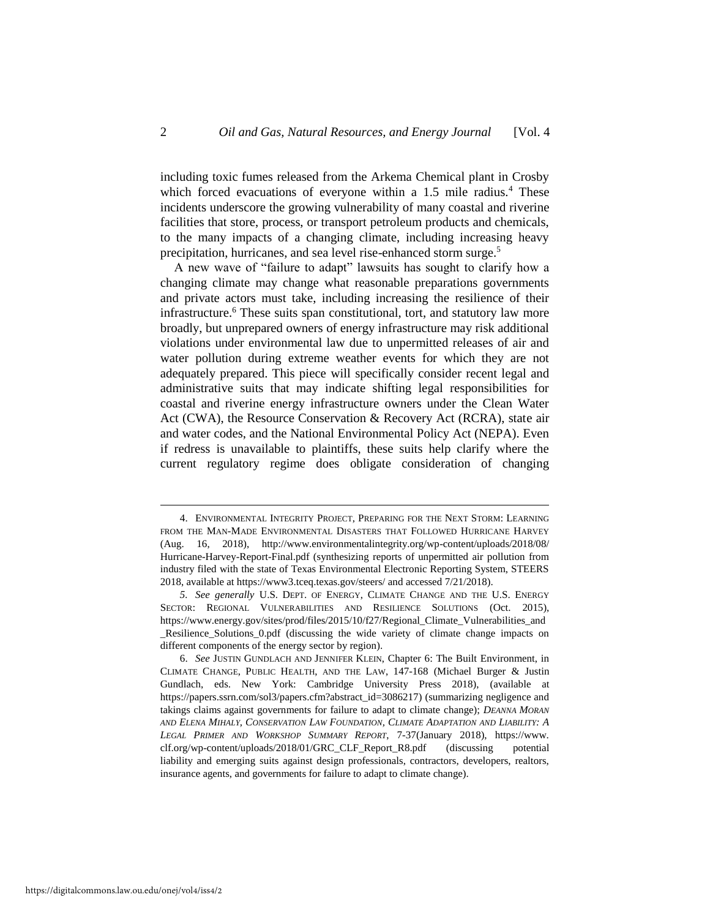including toxic fumes released from the Arkema Chemical plant in Crosby which forced evacuations of everyone within a 1.5 mile radius.[4] These incidents underscore the growing vulnerability of many coastal and riverine facilities that store, process, or transport petroleum products and chemicals, to the many impacts of a changing climate, including increasing heavy precipitation, hurricanes, and sea level rise-enhanced storm surge.[5]

A new wave of "failure to adapt" lawsuits has sought to clarify how a changing climate may change what reasonable preparations governments and private actors must take, including increasing the resilience of their infrastructure.[6] These suits span constitutional, tort, and statutory law more broadly, but unprepared owners of energy infrastructure may risk additional violations under environmental law due to unpermitted releases of air and water pollution during extreme weather events for which they are not adequately prepared. This piece will specifically consider recent legal and administrative suits that may indicate shifting legal responsibilities for coastal and riverine energy infrastructure owners under the Clean Water Act (CWA), the Resource Conservation & Recovery Act (RCRA), state air and water codes, and the National Environmental Policy Act (NEPA). Even if redress is unavailable to plaintiffs, these suits help clarify where the current regulatory regime does obligate consideration of changing

---

4. ENVIRONMENTAL INTEGRITY PROJECT, PREPARING FOR THE NEXT STORM: LEARNING FROM THE MAN-MADE ENVIRONMENTAL DISASTERS THAT FOLLOWED HURRICANE HARVEY (Aug. 16, 2018), http://www.environmentalintegrity.org/wp-content/uploads/2018/08/Hurricane-Harvey-Report-Final.pdf (synthesizing reports of unpermitted air pollution from industry filed with the state of Texas Environmental Electronic Reporting System, STEERS 2018, available at https://www3.tceq.texas.gov/steers/ and accessed 7/21/2018).

5. *See generally* U.S. DEPT. OF ENERGY, CLIMATE CHANGE AND THE U.S. ENERGY SECTOR: REGIONAL VULNERABILITIES AND RESILIENCE SOLUTIONS (Oct. 2015), https://www.energy.gov/sites/prod/files/2015/10/f27/Regional_Climate_Vulnerabilities_and_Resilience_Solutions_0.pdf (discussing the wide variety of climate change impacts on different components of the energy sector by region).

6. *See* JUSTIN GUNDLACH AND JENNIFER KLEIN, Chapter 6: The Built Environment, in CLIMATE CHANGE, PUBLIC HEALTH, AND THE LAW, 147-168 (Michael Burger & Justin Gundlach, eds. New York: Cambridge University Press 2018), (available at https://papers.ssrn.com/sol3/papers.cfm?abstract_id=3086217) (summarizing negligence and takings claims against governments for failure to adapt to climate change); *DEANNA MORAN AND ELENA MIHALY, CONSERVATION LAW FOUNDATION, CLIMATE ADAPTATION AND LIABILITY: A LEGAL PRIMER AND WORKSHOP SUMMARY REPORT*, 7-37(January 2018), https://www.clf.org/wp-content/uploads/2018/01/GRC_CLF_Report_R8.pdf (discussing potential liability and emerging suits against design professionals, contractors, developers, realtors, insurance agents, and governments for failure to adapt to climate change).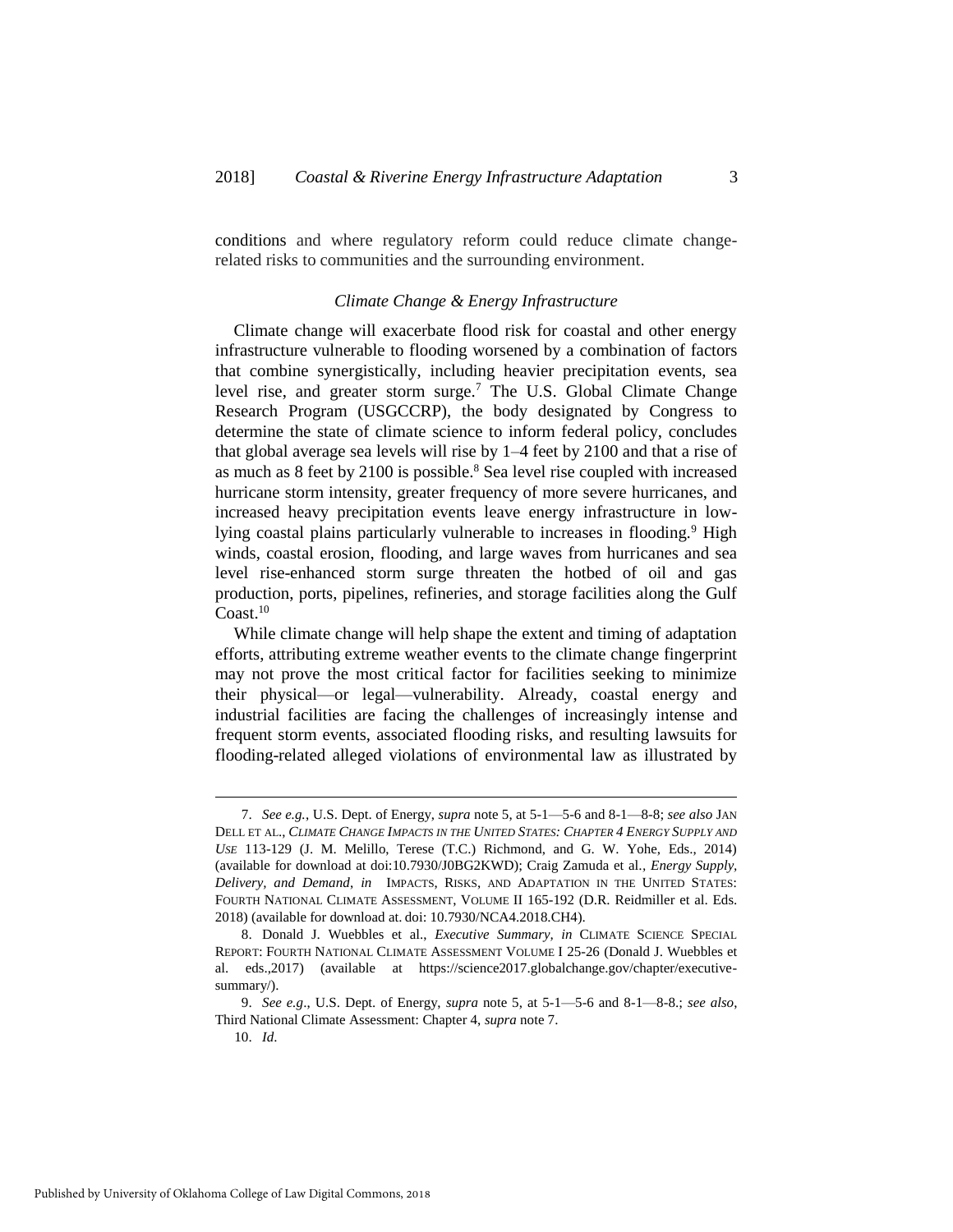conditions and where regulatory reform could reduce climate change-related risks to communities and the surrounding environment.

### *Climate Change & Energy Infrastructure*

Climate change will exacerbate flood risk for coastal and other energy infrastructure vulnerable to flooding worsened by a combination of factors that combine synergistically, including heavier precipitation events, sea level rise, and greater storm surge.[7] The U.S. Global Climate Change Research Program (USGCCRP), the body designated by Congress to determine the state of climate science to inform federal policy, concludes that global average sea levels will rise by 1–4 feet by 2100 and that a rise of as much as 8 feet by 2100 is possible.[8] Sea level rise coupled with increased hurricane storm intensity, greater frequency of more severe hurricanes, and increased heavy precipitation events leave energy infrastructure in low-lying coastal plains particularly vulnerable to increases in flooding.[9] High winds, coastal erosion, flooding, and large waves from hurricanes and sea level rise-enhanced storm surge threaten the hotbed of oil and gas production, ports, pipelines, refineries, and storage facilities along the Gulf Coast.[10]

While climate change will help shape the extent and timing of adaptation efforts, attributing extreme weather events to the climate change fingerprint may not prove the most critical factor for facilities seeking to minimize their physical—or legal—vulnerability. Already, coastal energy and industrial facilities are facing the challenges of increasingly intense and frequent storm events, associated flooding risks, and resulting lawsuits for flooding-related alleged violations of environmental law as illustrated by

---

7. *See e.g.*, U.S. Dept. of Energy, *supra* note 5, at 5-1—5-6 and 8-1—8-8; *see also* JAN DELL ET AL., *CLIMATE CHANGE IMPACTS IN THE UNITED STATES: CHAPTER 4 ENERGY SUPPLY AND USE* 113-129 (J. M. Melillo, Terese (T.C.) Richmond, and G. W. Yohe, Eds., 2014) (available for download at doi:10.7930/J0BG2KWD); Craig Zamuda et al., *Energy Supply, Delivery, and Demand*, *in* IMPACTS, RISKS, AND ADAPTATION IN THE UNITED STATES: FOURTH NATIONAL CLIMATE ASSESSMENT, VOLUME II 165-192 (D.R. Reidmiller et al. Eds. 2018) (available for download at. doi: 10.7930/NCA4.2018.CH4).

8. Donald J. Wuebbles et al., *Executive Summary, in* CLIMATE SCIENCE SPECIAL REPORT: FOURTH NATIONAL CLIMATE ASSESSMENT VOLUME I 25-26 (Donald J. Wuebbles et al. eds.,2017) (available at https://science2017.globalchange.gov/chapter/executive-summary/).

9. *See e.g*., U.S. Dept. of Energy, *supra* note 5, at 5-1—5-6 and 8-1—8-8.; *see also*, Third National Climate Assessment: Chapter 4, *supra* note 7.

10. *Id*.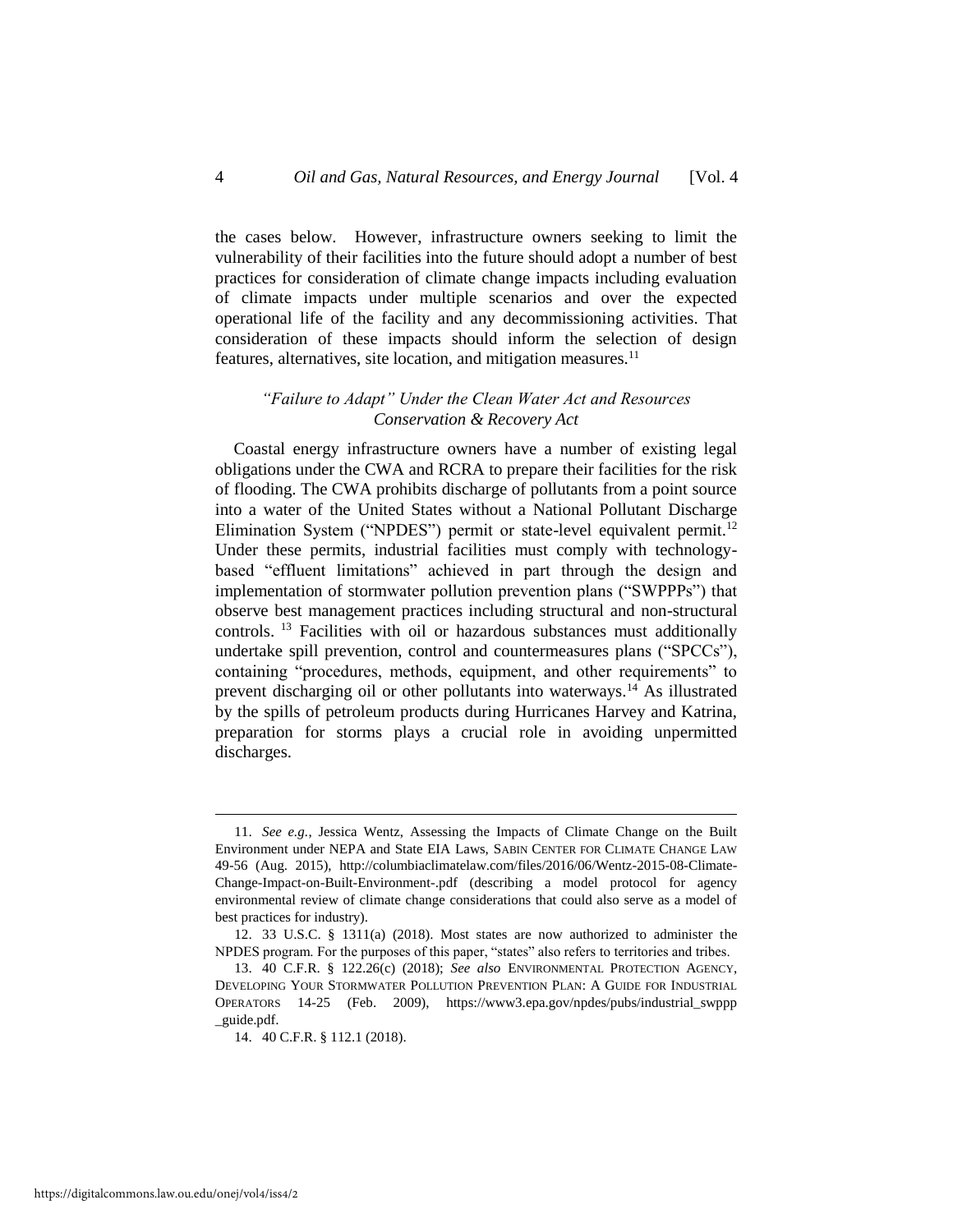the cases below. However, infrastructure owners seeking to limit the vulnerability of their facilities into the future should adopt a number of best practices for consideration of climate change impacts including evaluation of climate impacts under multiple scenarios and over the expected operational life of the facility and any decommissioning activities. That consideration of these impacts should inform the selection of design features, alternatives, site location, and mitigation measures.[11]

### *"Failure to Adapt" Under the Clean Water Act and Resources Conservation & Recovery Act*

Coastal energy infrastructure owners have a number of existing legal obligations under the CWA and RCRA to prepare their facilities for the risk of flooding. The CWA prohibits discharge of pollutants from a point source into a water of the United States without a National Pollutant Discharge Elimination System ("NPDES") permit or state-level equivalent permit.[12] Under these permits, industrial facilities must comply with technology-based "effluent limitations" achieved in part through the design and implementation of stormwater pollution prevention plans ("SWPPPs") that observe best management practices including structural and non-structural controls.[13] Facilities with oil or hazardous substances must additionally undertake spill prevention, control and countermeasures plans ("SPCCs"), containing "procedures, methods, equipment, and other requirements" to prevent discharging oil or other pollutants into waterways.[14] As illustrated by the spills of petroleum products during Hurricanes Harvey and Katrina, preparation for storms plays a crucial role in avoiding unpermitted discharges.

---

11. *See e.g.*, Jessica Wentz, Assessing the Impacts of Climate Change on the Built Environment under NEPA and State EIA Laws, SABIN CENTER FOR CLIMATE CHANGE LAW 49-56 (Aug. 2015), http://columbiaclimatelaw.com/files/2016/06/Wentz-2015-08-Climate-Change-Impact-on-Built-Environment-.pdf (describing a model protocol for agency environmental review of climate change considerations that could also serve as a model of best practices for industry).

12. 33 U.S.C. § 1311(a) (2018). Most states are now authorized to administer the NPDES program. For the purposes of this paper, "states" also refers to territories and tribes.

13. 40 C.F.R. § 122.26(c) (2018); *See also* ENVIRONMENTAL PROTECTION AGENCY, DEVELOPING YOUR STORMWATER POLLUTION PREVENTION PLAN: A GUIDE FOR INDUSTRIAL OPERATORS 14-25 (Feb. 2009), https://www3.epa.gov/npdes/pubs/industrial_swppp_guide.pdf.

14. 40 C.F.R. § 112.1 (2018).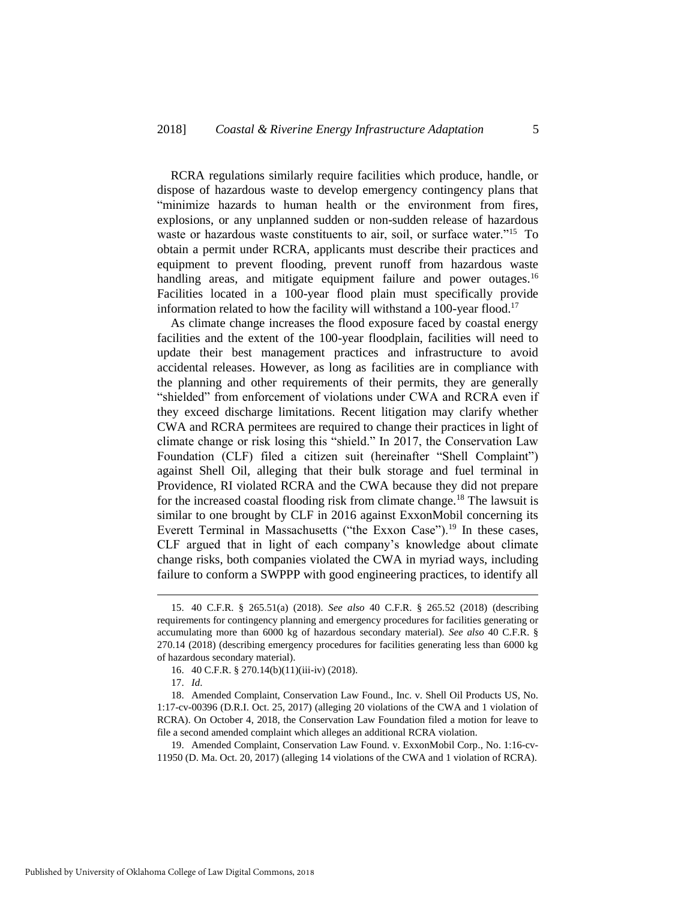RCRA regulations similarly require facilities which produce, handle, or dispose of hazardous waste to develop emergency contingency plans that "minimize hazards to human health or the environment from fires, explosions, or any unplanned sudden or non-sudden release of hazardous waste or hazardous waste constituents to air, soil, or surface water."[15] To obtain a permit under RCRA, applicants must describe their practices and equipment to prevent flooding, prevent runoff from hazardous waste handling areas, and mitigate equipment failure and power outages.[16] Facilities located in a 100-year flood plain must specifically provide information related to how the facility will withstand a 100-year flood.[17]

As climate change increases the flood exposure faced by coastal energy facilities and the extent of the 100-year floodplain, facilities will need to update their best management practices and infrastructure to avoid accidental releases. However, as long as facilities are in compliance with the planning and other requirements of their permits, they are generally "shielded" from enforcement of violations under CWA and RCRA even if they exceed discharge limitations. Recent litigation may clarify whether CWA and RCRA permitees are required to change their practices in light of climate change or risk losing this "shield." In 2017, the Conservation Law Foundation (CLF) filed a citizen suit (hereinafter "Shell Complaint") against Shell Oil, alleging that their bulk storage and fuel terminal in Providence, RI violated RCRA and the CWA because they did not prepare for the increased coastal flooding risk from climate change.[18] The lawsuit is similar to one brought by CLF in 2016 against ExxonMobil concerning its Everett Terminal in Massachusetts ("the Exxon Case").[19] In these cases, CLF argued that in light of each company's knowledge about climate change risks, both companies violated the CWA in myriad ways, including failure to conform a SWPPP with good engineering practices, to identify all

---

15. 40 C.F.R. § 265.51(a) (2018). *See also* 40 C.F.R. § 265.52 (2018) (describing requirements for contingency planning and emergency procedures for facilities generating or accumulating more than 6000 kg of hazardous secondary material). *See also* 40 C.F.R. § 270.14 (2018) (describing emergency procedures for facilities generating less than 6000 kg of hazardous secondary material).

16. 40 C.F.R. § 270.14(b)(11)(iii-iv) (2018).

17. *Id*.

18. Amended Complaint, Conservation Law Found., Inc. v. Shell Oil Products US, No. 1:17-cv-00396 (D.R.I. Oct. 25, 2017) (alleging 20 violations of the CWA and 1 violation of RCRA). On October 4, 2018, the Conservation Law Foundation filed a motion for leave to file a second amended complaint which alleges an additional RCRA violation.

19. Amended Complaint, Conservation Law Found. v. ExxonMobil Corp., No. 1:16-cv-11950 (D. Ma. Oct. 20, 2017) (alleging 14 violations of the CWA and 1 violation of RCRA).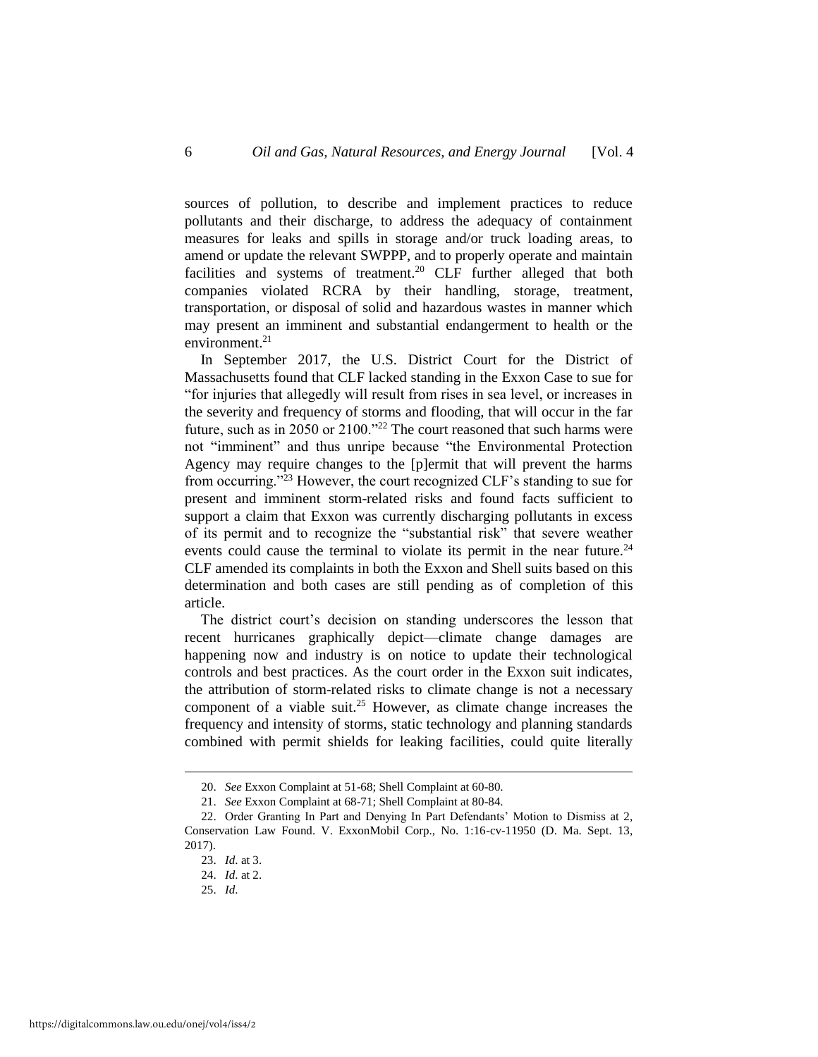sources of pollution, to describe and implement practices to reduce pollutants and their discharge, to address the adequacy of containment measures for leaks and spills in storage and/or truck loading areas, to amend or update the relevant SWPPP, and to properly operate and maintain facilities and systems of treatment.[20] CLF further alleged that both companies violated RCRA by their handling, storage, treatment, transportation, or disposal of solid and hazardous wastes in manner which may present an imminent and substantial endangerment to health or the environment.[21]

In September 2017, the U.S. District Court for the District of Massachusetts found that CLF lacked standing in the Exxon Case to sue for "for injuries that allegedly will result from rises in sea level, or increases in the severity and frequency of storms and flooding, that will occur in the far future, such as in 2050 or 2100."[22] The court reasoned that such harms were not "imminent" and thus unripe because "the Environmental Protection Agency may require changes to the [p]ermit that will prevent the harms from occurring."[23] However, the court recognized CLF's standing to sue for present and imminent storm-related risks and found facts sufficient to support a claim that Exxon was currently discharging pollutants in excess of its permit and to recognize the "substantial risk" that severe weather events could cause the terminal to violate its permit in the near future.[24] CLF amended its complaints in both the Exxon and Shell suits based on this determination and both cases are still pending as of completion of this article.

The district court's decision on standing underscores the lesson that recent hurricanes graphically depict—climate change damages are happening now and industry is on notice to update their technological controls and best practices. As the court order in the Exxon suit indicates, the attribution of storm-related risks to climate change is not a necessary component of a viable suit.[25] However, as climate change increases the frequency and intensity of storms, static technology and planning standards combined with permit shields for leaking facilities, could quite literally

---

20. *See* Exxon Complaint at 51-68; Shell Complaint at 60-80.

21. *See* Exxon Complaint at 68-71; Shell Complaint at 80-84.

22. Order Granting In Part and Denying In Part Defendants' Motion to Dismiss at 2, Conservation Law Found. V. ExxonMobil Corp., No. 1:16-cv-11950 (D. Ma. Sept. 13, 2017).

23. *Id.* at 3.

24. *Id.* at 2.

25. *Id*.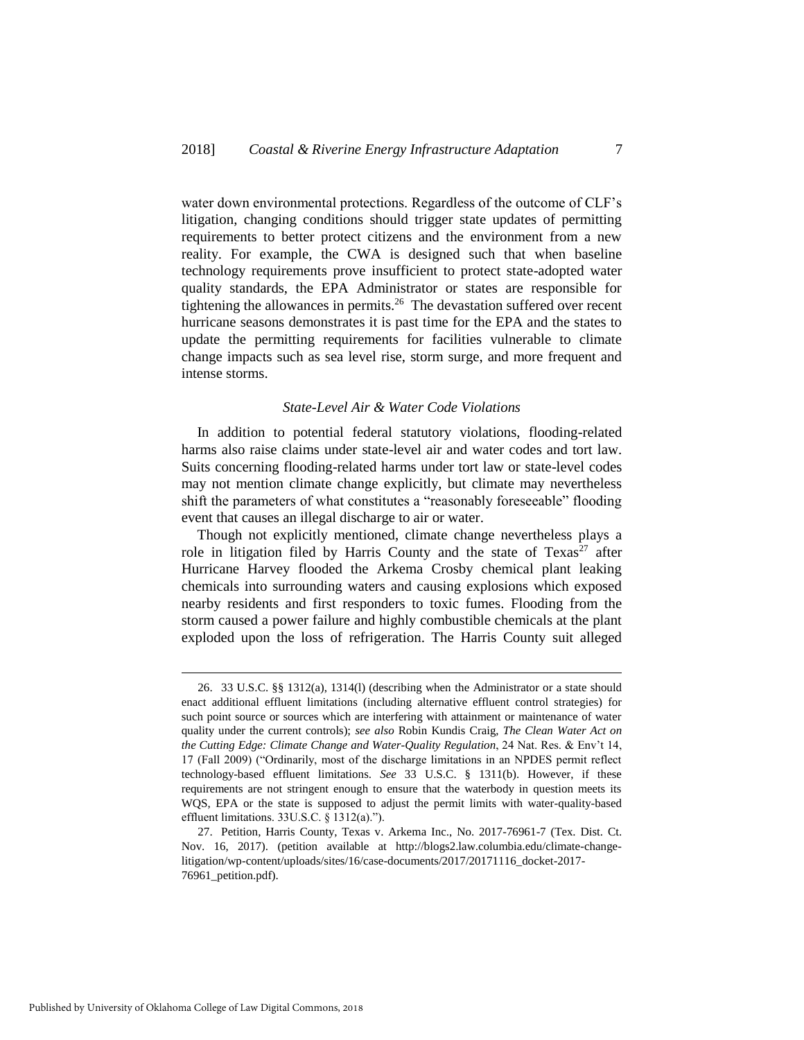water down environmental protections. Regardless of the outcome of CLF's litigation, changing conditions should trigger state updates of permitting requirements to better protect citizens and the environment from a new reality. For example, the CWA is designed such that when baseline technology requirements prove insufficient to protect state-adopted water quality standards, the EPA Administrator or states are responsible for tightening the allowances in permits.[26] The devastation suffered over recent hurricane seasons demonstrates it is past time for the EPA and the states to update the permitting requirements for facilities vulnerable to climate change impacts such as sea level rise, storm surge, and more frequent and intense storms.

### *State-Level Air & Water Code Violations*

In addition to potential federal statutory violations, flooding-related harms also raise claims under state-level air and water codes and tort law. Suits concerning flooding-related harms under tort law or state-level codes may not mention climate change explicitly, but climate may nevertheless shift the parameters of what constitutes a "reasonably foreseeable" flooding event that causes an illegal discharge to air or water.

Though not explicitly mentioned, climate change nevertheless plays a role in litigation filed by Harris County and the state of Texas[27] after Hurricane Harvey flooded the Arkema Crosby chemical plant leaking chemicals into surrounding waters and causing explosions which exposed nearby residents and first responders to toxic fumes. Flooding from the storm caused a power failure and highly combustible chemicals at the plant exploded upon the loss of refrigeration. The Harris County suit alleged

---

26. 33 U.S.C. §§ 1312(a), 1314(l) (describing when the Administrator or a state should enact additional effluent limitations (including alternative effluent control strategies) for such point source or sources which are interfering with attainment or maintenance of water quality under the current controls); *see also* Robin Kundis Craig, *The Clean Water Act on the Cutting Edge: Climate Change and Water-Quality Regulation*, 24 Nat. Res. & Env't 14, 17 (Fall 2009) ("Ordinarily, most of the discharge limitations in an NPDES permit reflect technology-based effluent limitations. *See* 33 U.S.C. § 1311(b). However, if these requirements are not stringent enough to ensure that the waterbody in question meets its WQS, EPA or the state is supposed to adjust the permit limits with water-quality-based effluent limitations. 33U.S.C. § 1312(a).").

27. Petition, Harris County, Texas v. Arkema Inc., No. 2017-76961-7 (Tex. Dist. Ct. Nov. 16, 2017). (petition available at http://blogs2.law.columbia.edu/climate-change-litigation/wp-content/uploads/sites/16/case-documents/2017/20171116_docket-2017-76961_petition.pdf).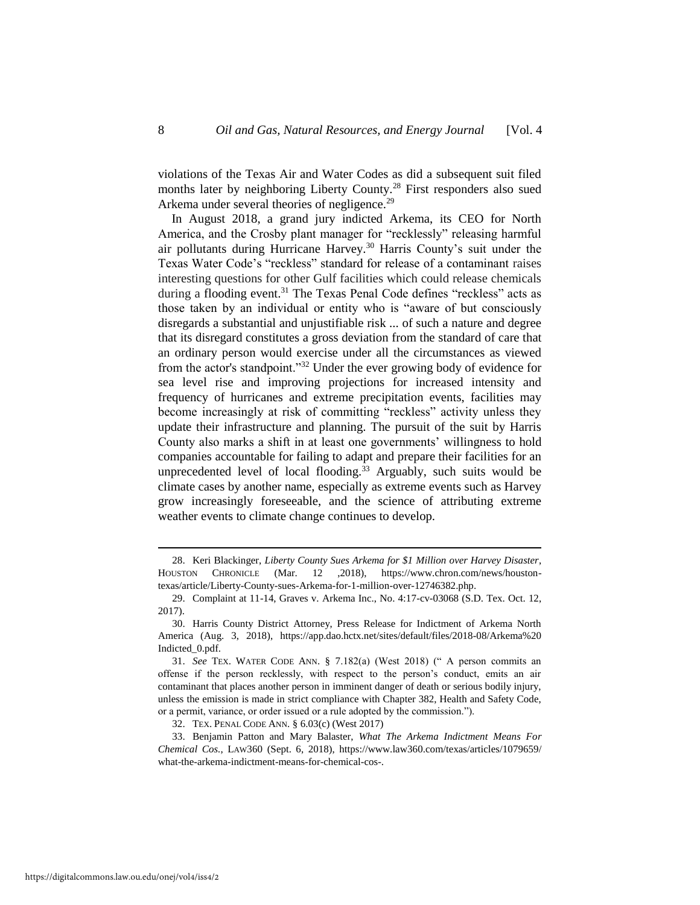violations of the Texas Air and Water Codes as did a subsequent suit filed months later by neighboring Liberty County.[28] First responders also sued Arkema under several theories of negligence.[29]

In August 2018, a grand jury indicted Arkema, its CEO for North America, and the Crosby plant manager for "recklessly" releasing harmful air pollutants during Hurricane Harvey.[30] Harris County's suit under the Texas Water Code's "reckless" standard for release of a contaminant raises interesting questions for other Gulf facilities which could release chemicals during a flooding event.[31] The Texas Penal Code defines "reckless" acts as those taken by an individual or entity who is "aware of but consciously disregards a substantial and unjustifiable risk ... of such a nature and degree that its disregard constitutes a gross deviation from the standard of care that an ordinary person would exercise under all the circumstances as viewed from the actor's standpoint."[32] Under the ever growing body of evidence for sea level rise and improving projections for increased intensity and frequency of hurricanes and extreme precipitation events, facilities may become increasingly at risk of committing "reckless" activity unless they update their infrastructure and planning. The pursuit of the suit by Harris County also marks a shift in at least one governments' willingness to hold companies accountable for failing to adapt and prepare their facilities for an unprecedented level of local flooding.[33] Arguably, such suits would be climate cases by another name, especially as extreme events such as Harvey grow increasingly foreseeable, and the science of attributing extreme weather events to climate change continues to develop.

---

28. Keri Blackinger, *Liberty County Sues Arkema for $1 Million over Harvey Disaster*, HOUSTON CHRONICLE (Mar. 12 ,2018), https://www.chron.com/news/houston-texas/article/Liberty-County-sues-Arkema-for-1-million-over-12746382.php.

29. Complaint at 11-14, Graves v. Arkema Inc., No. 4:17-cv-03068 (S.D. Tex. Oct. 12, 2017).

30. Harris County District Attorney, Press Release for Indictment of Arkema North America (Aug. 3, 2018), https://app.dao.hctx.net/sites/default/files/2018-08/Arkema%20 Indicted_0.pdf.

31. *See* TEX. WATER CODE ANN. § 7.182(a) (West 2018) (" A person commits an offense if the person recklessly, with respect to the person's conduct, emits an air contaminant that places another person in imminent danger of death or serious bodily injury, unless the emission is made in strict compliance with Chapter 382, Health and Safety Code, or a permit, variance, or order issued or a rule adopted by the commission.").

32. TEX. PENAL CODE ANN. § 6.03(c) (West 2017)

33. Benjamin Patton and Mary Balaster, *What The Arkema Indictment Means For Chemical Cos.*, LAW360 (Sept. 6, 2018), https://www.law360.com/texas/articles/1079659/ what-the-arkema-indictment-means-for-chemical-cos-.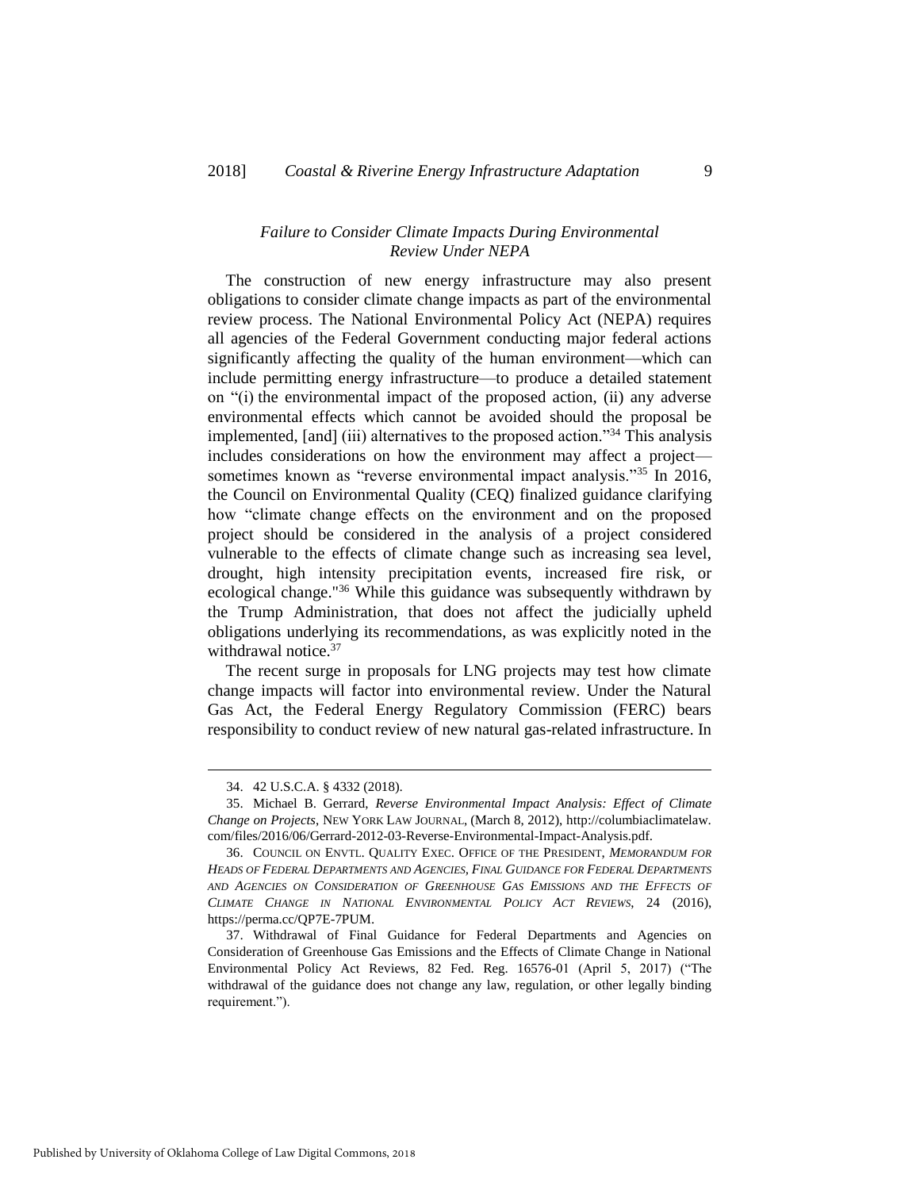*Failure to Consider Climate Impacts During Environmental Review Under NEPA*

The construction of new energy infrastructure may also present obligations to consider climate change impacts as part of the environmental review process. The National Environmental Policy Act (NEPA) requires all agencies of the Federal Government conducting major federal actions significantly affecting the quality of the human environment—which can include permitting energy infrastructure—to produce a detailed statement on "(i) the environmental impact of the proposed action, (ii) any adverse environmental effects which cannot be avoided should the proposal be implemented, [and] (iii) alternatives to the proposed action."[34] This analysis includes considerations on how the environment may affect a project—sometimes known as "reverse environmental impact analysis."[35] In 2016, the Council on Environmental Quality (CEQ) finalized guidance clarifying how "climate change effects on the environment and on the proposed project should be considered in the analysis of a project considered vulnerable to the effects of climate change such as increasing sea level, drought, high intensity precipitation events, increased fire risk, or ecological change."[36] While this guidance was subsequently withdrawn by the Trump Administration, that does not affect the judicially upheld obligations underlying its recommendations, as was explicitly noted in the withdrawal notice.[37]

The recent surge in proposals for LNG projects may test how climate change impacts will factor into environmental review. Under the Natural Gas Act, the Federal Energy Regulatory Commission (FERC) bears responsibility to conduct review of new natural gas-related infrastructure. In

34. 42 U.S.C.A. § 4332 (2018).

35. Michael B. Gerrard, *Reverse Environmental Impact Analysis: Effect of Climate Change on Projects*, NEW YORK LAW JOURNAL, (March 8, 2012), http://columbiaclimatelaw.com/files/2016/06/Gerrard-2012-03-Reverse-Environmental-Impact-Analysis.pdf.

36. COUNCIL ON ENVTL. QUALITY EXEC. OFFICE OF THE PRESIDENT, *MEMORANDUM FOR HEADS OF FEDERAL DEPARTMENTS AND AGENCIES, FINAL GUIDANCE FOR FEDERAL DEPARTMENTS AND AGENCIES ON CONSIDERATION OF GREENHOUSE GAS EMISSIONS AND THE EFFECTS OF CLIMATE CHANGE IN NATIONAL ENVIRONMENTAL POLICY ACT REVIEWS*, 24 (2016), https://perma.cc/QP7E-7PUM.

37. Withdrawal of Final Guidance for Federal Departments and Agencies on Consideration of Greenhouse Gas Emissions and the Effects of Climate Change in National Environmental Policy Act Reviews, 82 Fed. Reg. 16576-01 (April 5, 2017) ("The withdrawal of the guidance does not change any law, regulation, or other legally binding requirement.").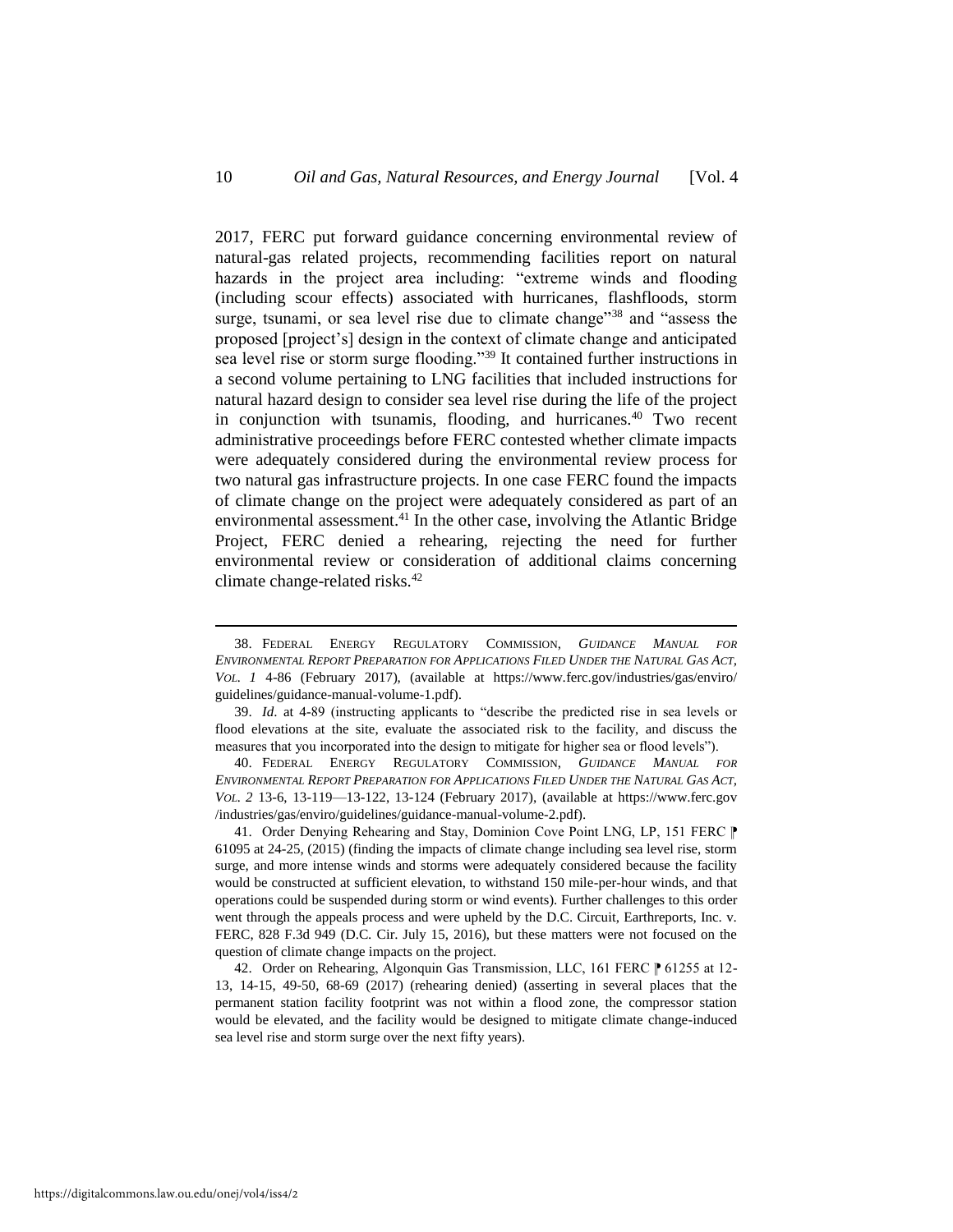2017, FERC put forward guidance concerning environmental review of natural-gas related projects, recommending facilities report on natural hazards in the project area including: "extreme winds and flooding (including scour effects) associated with hurricanes, flashfloods, storm surge, tsunami, or sea level rise due to climate change"[38] and "assess the proposed [project's] design in the context of climate change and anticipated sea level rise or storm surge flooding."[39] It contained further instructions in a second volume pertaining to LNG facilities that included instructions for natural hazard design to consider sea level rise during the life of the project in conjunction with tsunamis, flooding, and hurricanes.[40] Two recent administrative proceedings before FERC contested whether climate impacts were adequately considered during the environmental review process for two natural gas infrastructure projects. In one case FERC found the impacts of climate change on the project were adequately considered as part of an environmental assessment.[41] In the other case, involving the Atlantic Bridge Project, FERC denied a rehearing, rejecting the need for further environmental review or consideration of additional claims concerning climate change-related risks.[42]

---

38. FEDERAL ENERGY REGULATORY COMMISSION, *GUIDANCE MANUAL FOR ENVIRONMENTAL REPORT PREPARATION FOR APPLICATIONS FILED UNDER THE NATURAL GAS ACT, VOL. 1* 4-86 (February 2017), (available at https://www.ferc.gov/industries/gas/enviro/guidelines/guidance-manual-volume-1.pdf).

39. *Id*. at 4-89 (instructing applicants to "describe the predicted rise in sea levels or flood elevations at the site, evaluate the associated risk to the facility, and discuss the measures that you incorporated into the design to mitigate for higher sea or flood levels").

40. FEDERAL ENERGY REGULATORY COMMISSION, *GUIDANCE MANUAL FOR ENVIRONMENTAL REPORT PREPARATION FOR APPLICATIONS FILED UNDER THE NATURAL GAS ACT, VOL. 2* 13-6, 13-119—13-122, 13-124 (February 2017), (available at https://www.ferc.gov/industries/gas/enviro/guidelines/guidance-manual-volume-2.pdf).

41. Order Denying Rehearing and Stay, Dominion Cove Point LNG, LP, 151 FERC ⁋ 61095 at 24-25, (2015) (finding the impacts of climate change including sea level rise, storm surge, and more intense winds and storms were adequately considered because the facility would be constructed at sufficient elevation, to withstand 150 mile-per-hour winds, and that operations could be suspended during storm or wind events). Further challenges to this order went through the appeals process and were upheld by the D.C. Circuit, Earthreports, Inc. v. FERC, 828 F.3d 949 (D.C. Cir. July 15, 2016), but these matters were not focused on the question of climate change impacts on the project.

42. Order on Rehearing, Algonquin Gas Transmission, LLC, 161 FERC ⁋ 61255 at 12-13, 14-15, 49-50, 68-69 (2017) (rehearing denied) (asserting in several places that the permanent station facility footprint was not within a flood zone, the compressor station would be elevated, and the facility would be designed to mitigate climate change-induced sea level rise and storm surge over the next fifty years).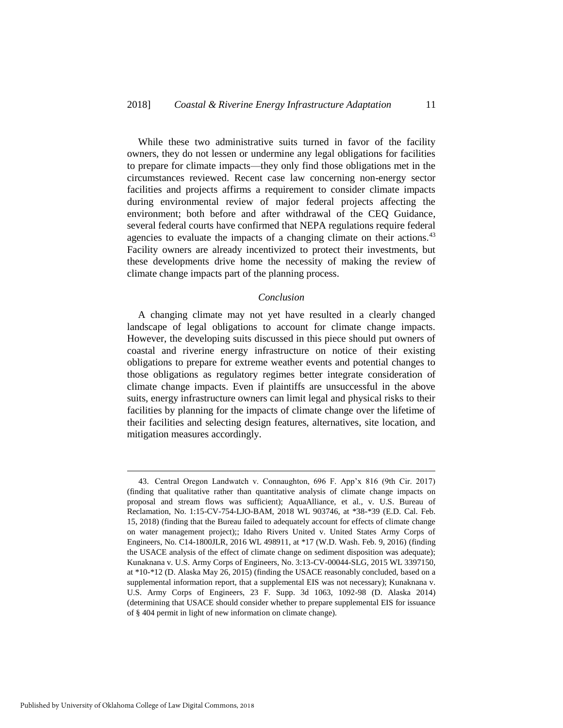While these two administrative suits turned in favor of the facility owners, they do not lessen or undermine any legal obligations for facilities to prepare for climate impacts—they only find those obligations met in the circumstances reviewed. Recent case law concerning non-energy sector facilities and projects affirms a requirement to consider climate impacts during environmental review of major federal projects affecting the environment; both before and after withdrawal of the CEQ Guidance, several federal courts have confirmed that NEPA regulations require federal agencies to evaluate the impacts of a changing climate on their actions.[43] Facility owners are already incentivized to protect their investments, but these developments drive home the necessity of making the review of climate change impacts part of the planning process.

## *Conclusion*

A changing climate may not yet have resulted in a clearly changed landscape of legal obligations to account for climate change impacts. However, the developing suits discussed in this piece should put owners of coastal and riverine energy infrastructure on notice of their existing obligations to prepare for extreme weather events and potential changes to those obligations as regulatory regimes better integrate consideration of climate change impacts. Even if plaintiffs are unsuccessful in the above suits, energy infrastructure owners can limit legal and physical risks to their facilities by planning for the impacts of climate change over the lifetime of their facilities and selecting design features, alternatives, site location, and mitigation measures accordingly.

---

43. Central Oregon Landwatch v. Connaughton, 696 F. App'x 816 (9th Cir. 2017) (finding that qualitative rather than quantitative analysis of climate change impacts on proposal and stream flows was sufficient); AquaAlliance, et al., v. U.S. Bureau of Reclamation, No. 1:15-CV-754-LJO-BAM, 2018 WL 903746, at *38-*39 (E.D. Cal. Feb. 15, 2018) (finding that the Bureau failed to adequately account for effects of climate change on water management project);; Idaho Rivers United v. United States Army Corps of Engineers, No. C14-1800JLR, 2016 WL 498911, at *17 (W.D. Wash. Feb. 9, 2016) (finding the USACE analysis of the effect of climate change on sediment disposition was adequate); Kunaknana v. U.S. Army Corps of Engineers, No. 3:13-CV-00044-SLG, 2015 WL 3397150, at *10-*12 (D. Alaska May 26, 2015) (finding the USACE reasonably concluded, based on a supplemental information report, that a supplemental EIS was not necessary); Kunaknana v. U.S. Army Corps of Engineers, 23 F. Supp. 3d 1063, 1092-98 (D. Alaska 2014) (determining that USACE should consider whether to prepare supplemental EIS for issuance of § 404 permit in light of new information on climate change).